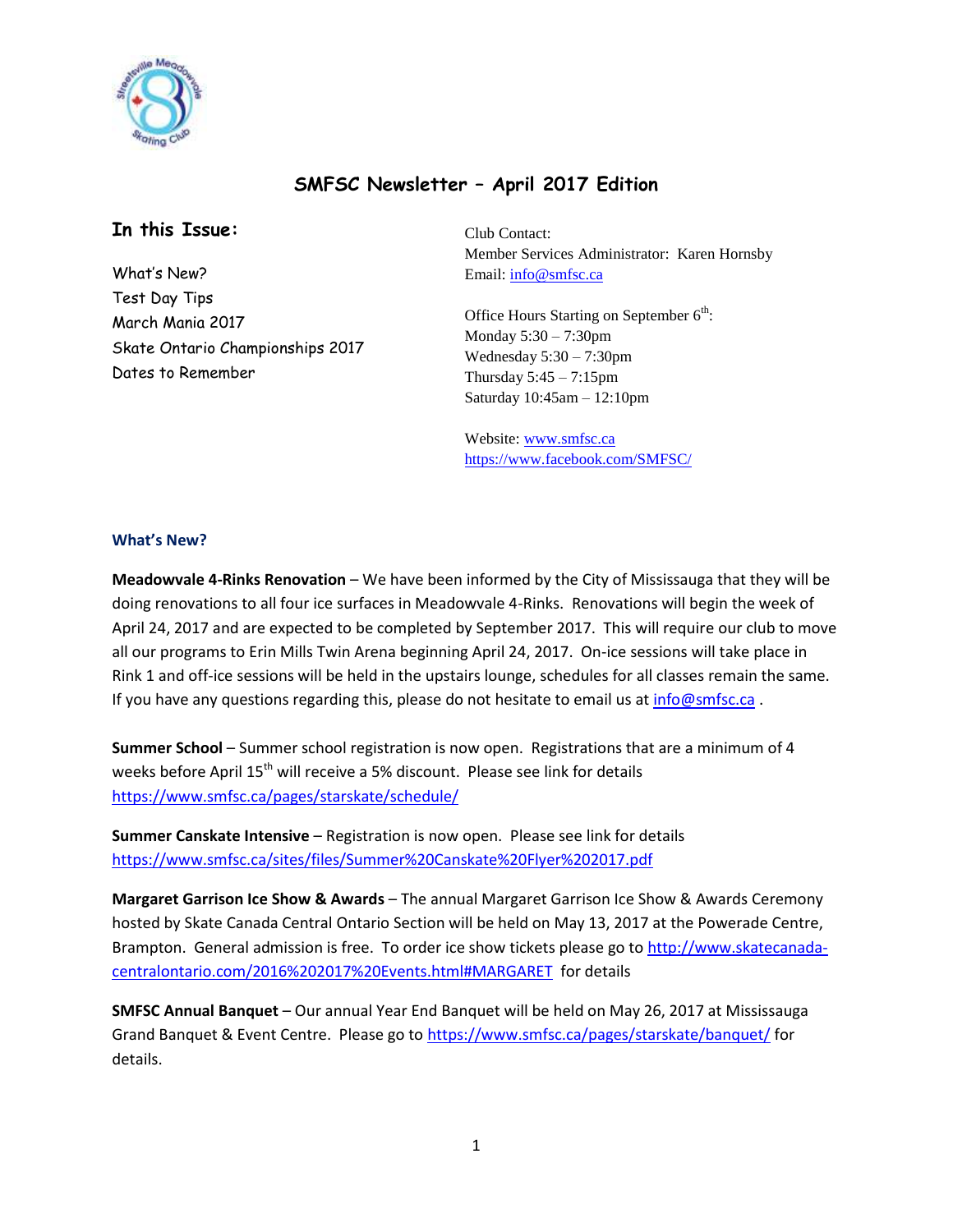# SMFSC Newsletter – April 2017 Edition

## In this Issue:

What's New?
Test Day Tips
March Mania 2017
Skate Ontario Championships 2017
Dates to Remember

Club Contact:
Member Services Administrator: Karen Hornsby
Email: info@smfsc.ca

Office Hours Starting on September 6th:
Monday 5:30 – 7:30pm
Wednesday 5:30 – 7:30pm
Thursday 5:45 – 7:15pm
Saturday 10:45am – 12:10pm

Website: www.smfsc.ca
https://www.facebook.com/SMFSC/

### What's New?

**Meadowvale 4-Rinks Renovation** – We have been informed by the City of Mississauga that they will be doing renovations to all four ice surfaces in Meadowvale 4-Rinks. Renovations will begin the week of April 24, 2017 and are expected to be completed by September 2017. This will require our club to move all our programs to Erin Mills Twin Arena beginning April 24, 2017. On-ice sessions will take place in Rink 1 and off-ice sessions will be held in the upstairs lounge, schedules for all classes remain the same. If you have any questions regarding this, please do not hesitate to email us at info@smfsc.ca .

**Summer School** – Summer school registration is now open. Registrations that are a minimum of 4 weeks before April 15th will receive a 5% discount. Please see link for details https://www.smfsc.ca/pages/starskate/schedule/

**Summer Canskate Intensive** – Registration is now open. Please see link for details https://www.smfsc.ca/sites/files/Summer%20Canskate%20Flyer%202017.pdf

**Margaret Garrison Ice Show & Awards** – The annual Margaret Garrison Ice Show & Awards Ceremony hosted by Skate Canada Central Ontario Section will be held on May 13, 2017 at the Powerade Centre, Brampton. General admission is free. To order ice show tickets please go to http://www.skatecanada-centralontario.com/2016%202017%20Events.html#MARGARET for details

**SMFSC Annual Banquet** – Our annual Year End Banquet will be held on May 26, 2017 at Mississauga Grand Banquet & Event Centre. Please go to https://www.smfsc.ca/pages/starskate/banquet/ for details.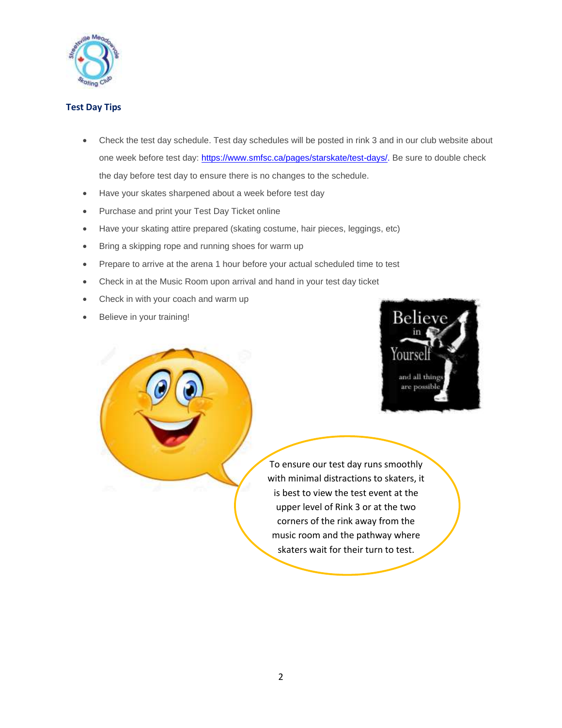## Test Day Tips

- Check the test day schedule. Test day schedules will be posted in rink 3 and in our club website about one week before test day: [https://www.smfsc.ca/pages/starskate/test-days/](https://www.smfsc.ca/pages/starskate/test-days/). Be sure to double check the day before test day to ensure there is no changes to the schedule.
- Have your skates sharpened about a week before test day
- Purchase and print your Test Day Ticket online
- Have your skating attire prepared (skating costume, hair pieces, leggings, etc)
- Bring a skipping rope and running shoes for warm up
- Prepare to arrive at the arena 1 hour before your actual scheduled time to test
- Check in at the Music Room upon arrival and hand in your test day ticket
- Check in with your coach and warm up
- Believe in your training!

To ensure our test day runs smoothly with minimal distractions to skaters, it is best to view the test event at the upper level of Rink 3 or at the two corners of the rink away from the music room and the pathway where skaters wait for their turn to test.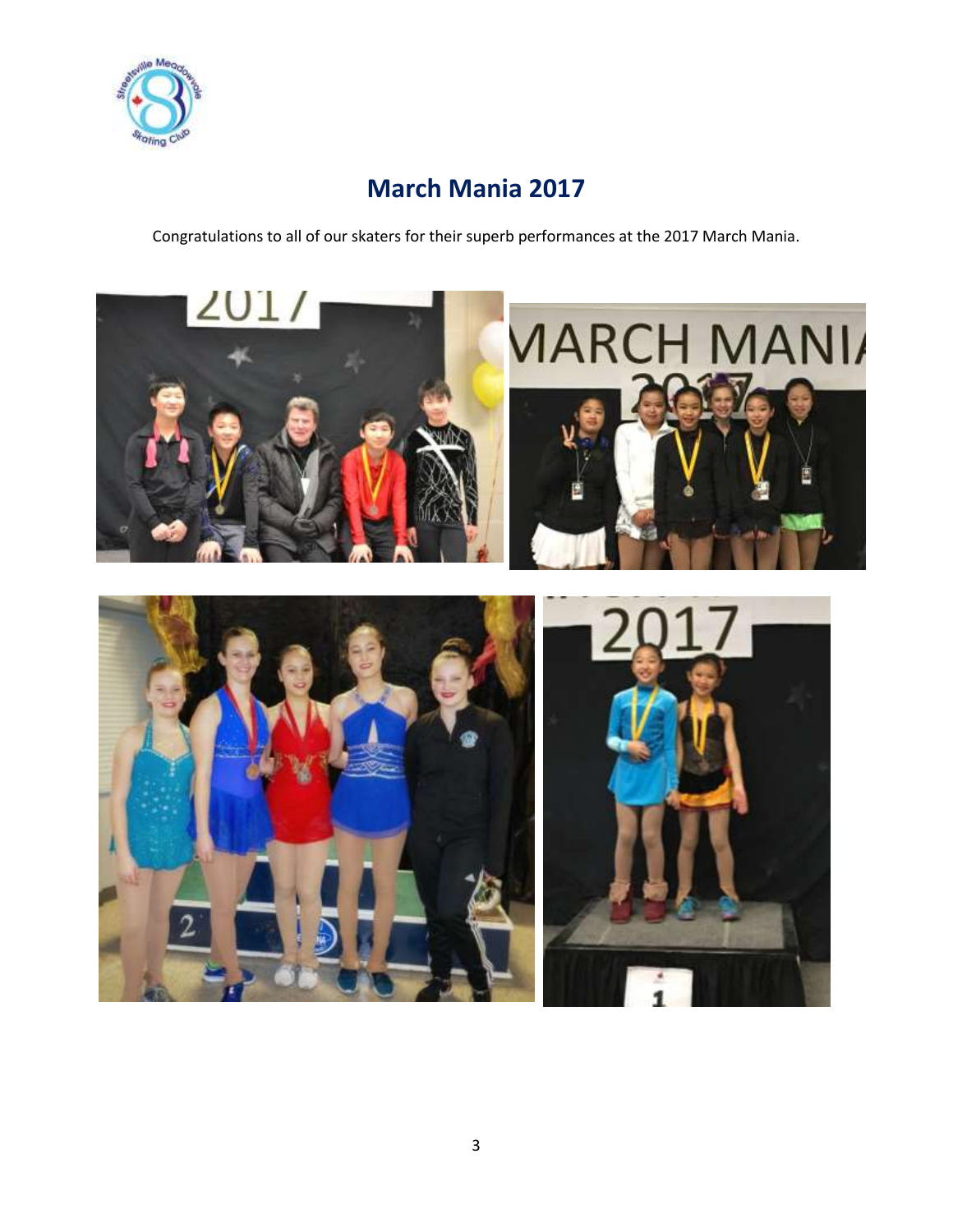# March Mania 2017

Congratulations to all of our skaters for their superb performances at the 2017 March Mania.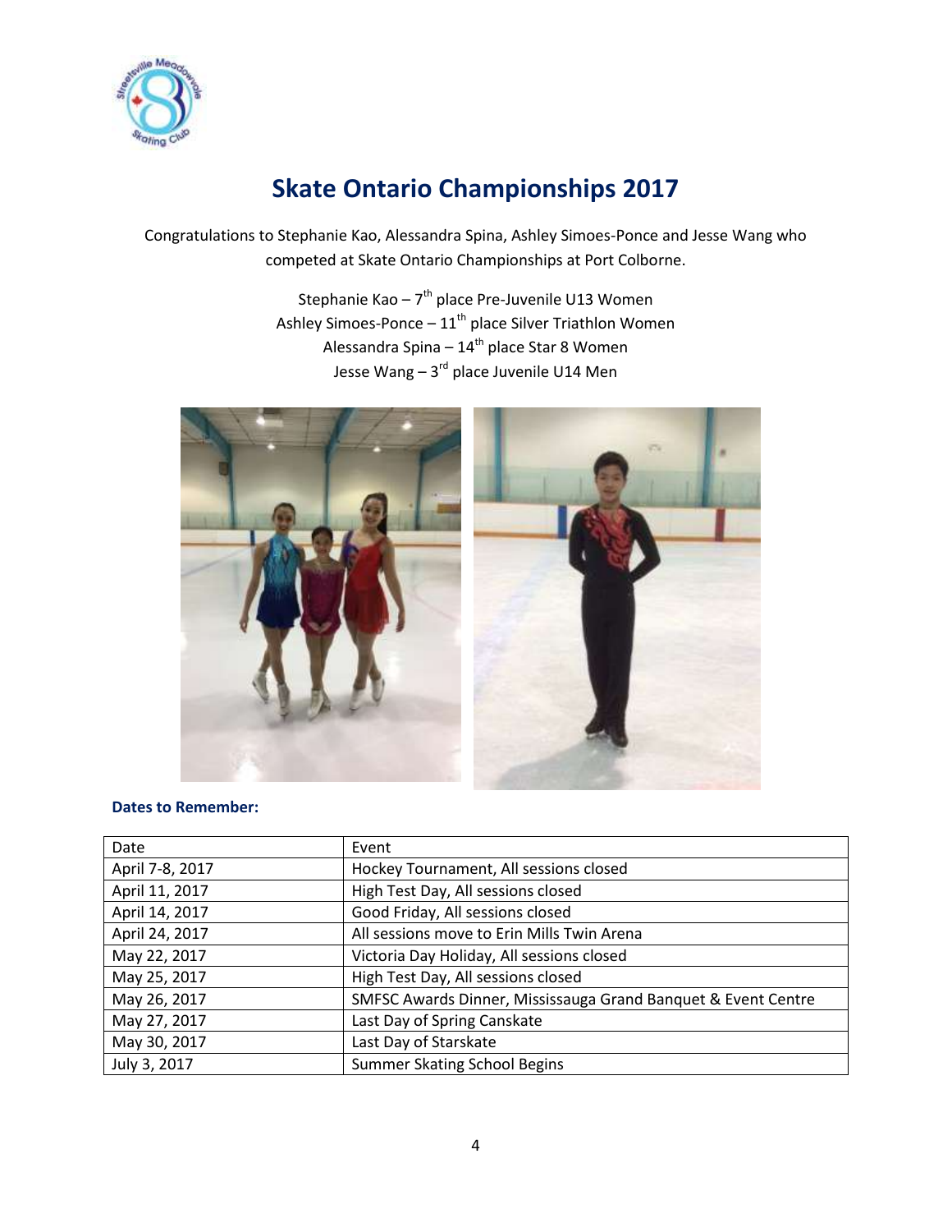# Skate Ontario Championships 2017

Congratulations to Stephanie Kao, Alessandra Spina, Ashley Simoes-Ponce and Jesse Wang who competed at Skate Ontario Championships at Port Colborne.

Stephanie Kao – 7th place Pre-Juvenile U13 Women
Ashley Simoes-Ponce – 11th place Silver Triathlon Women
Alessandra Spina – 14th place Star 8 Women
Jesse Wang – 3rd place Juvenile U14 Men

**Dates to Remember:**

| Date | Event |
|---|---|
| April 7-8, 2017 | Hockey Tournament, All sessions closed |
| April 11, 2017 | High Test Day, All sessions closed |
| April 14, 2017 | Good Friday, All sessions closed |
| April 24, 2017 | All sessions move to Erin Mills Twin Arena |
| May 22, 2017 | Victoria Day Holiday, All sessions closed |
| May 25, 2017 | High Test Day, All sessions closed |
| May 26, 2017 | SMFSC Awards Dinner, Mississauga Grand Banquet & Event Centre |
| May 27, 2017 | Last Day of Spring Canskate |
| May 30, 2017 | Last Day of Starskate |
| July 3, 2017 | Summer Skating School Begins |